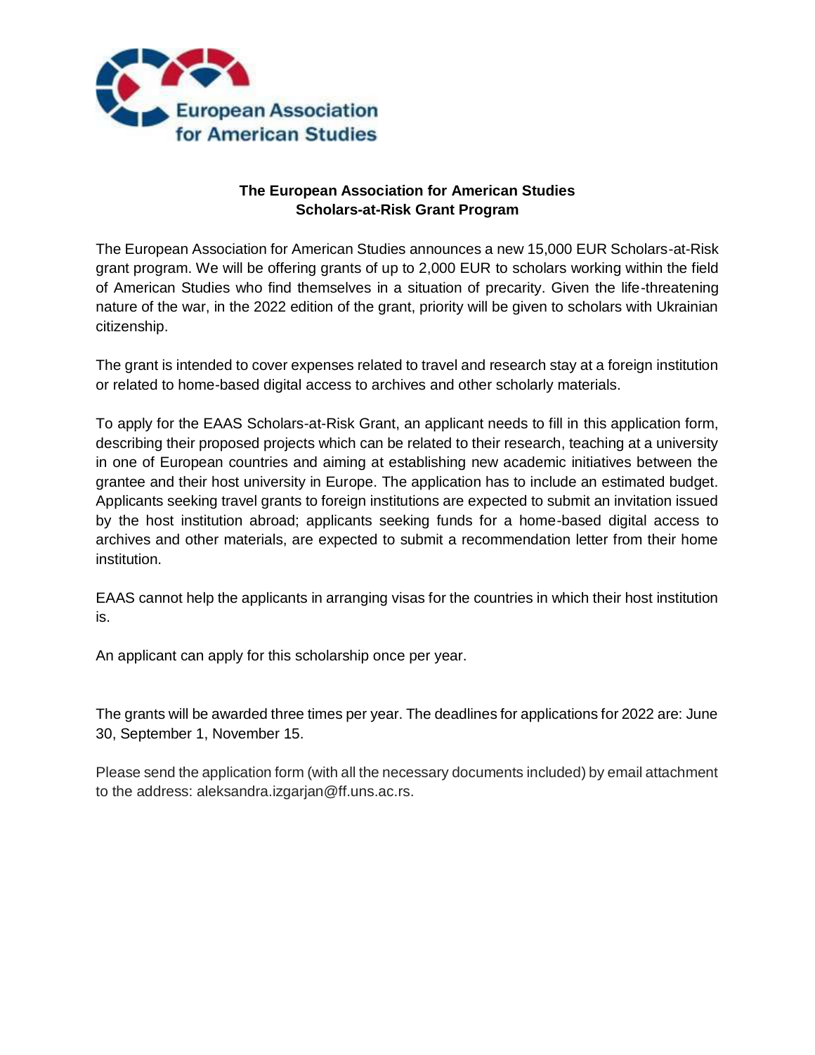European Association for American Studies

**The European Association for American Studies**
**Scholars-at-Risk Grant Program**

The European Association for American Studies announces a new 15,000 EUR Scholars-at-Risk grant program. We will be offering grants of up to 2,000 EUR to scholars working within the field of American Studies who find themselves in a situation of precarity. Given the life-threatening nature of the war, in the 2022 edition of the grant, priority will be given to scholars with Ukrainian citizenship.

The grant is intended to cover expenses related to travel and research stay at a foreign institution or related to home-based digital access to archives and other scholarly materials.

To apply for the EAAS Scholars-at-Risk Grant, an applicant needs to fill in this application form, describing their proposed projects which can be related to their research, teaching at a university in one of European countries and aiming at establishing new academic initiatives between the grantee and their host university in Europe. The application has to include an estimated budget. Applicants seeking travel grants to foreign institutions are expected to submit an invitation issued by the host institution abroad; applicants seeking funds for a home-based digital access to archives and other materials, are expected to submit a recommendation letter from their home institution.

EAAS cannot help the applicants in arranging visas for the countries in which their host institution is.

An applicant can apply for this scholarship once per year.

The grants will be awarded three times per year. The deadlines for applications for 2022 are: June 30, September 1, November 15.

Please send the application form (with all the necessary documents included) by email attachment to the address: aleksandra.izgarjan@ff.uns.ac.rs.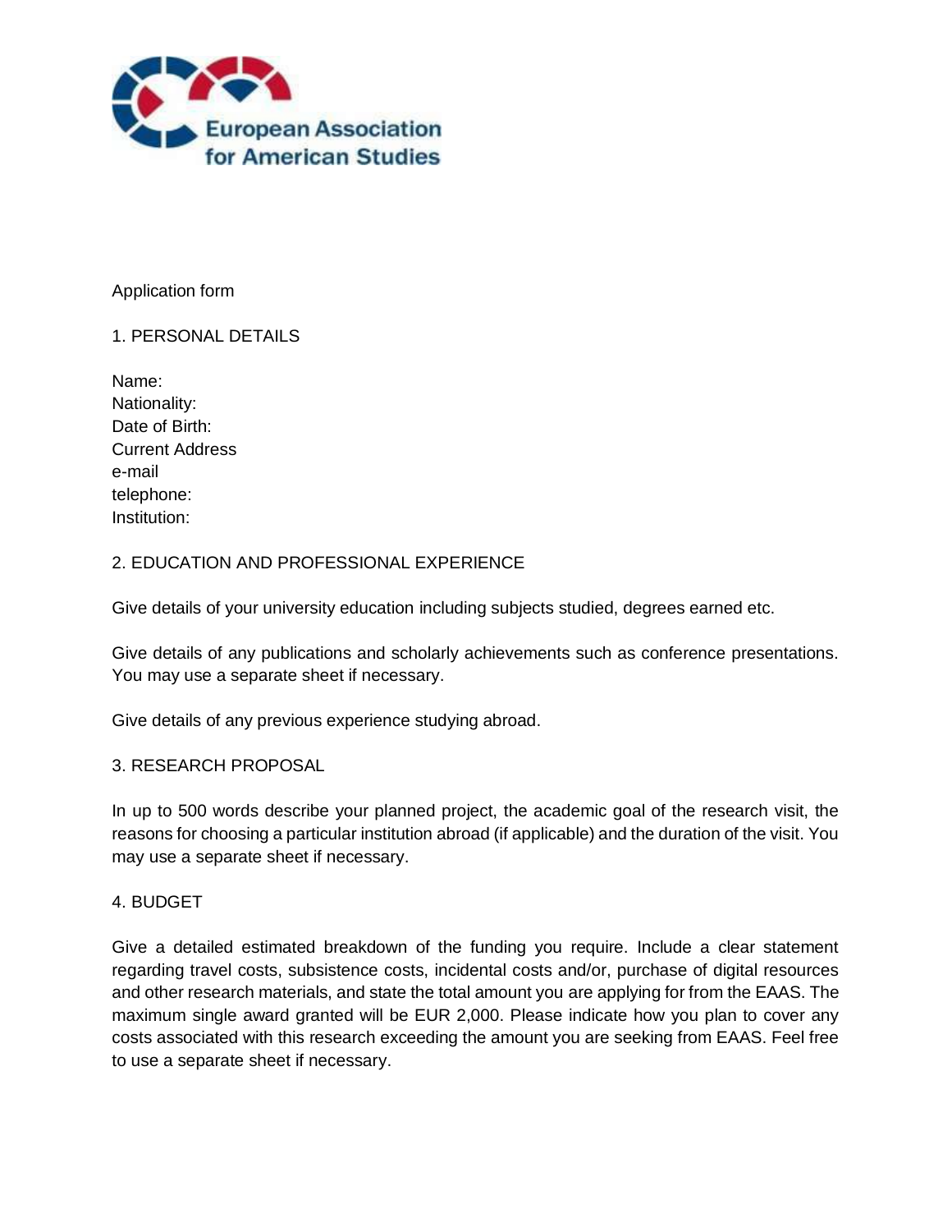European Association for American Studies

Application form

## 1. PERSONAL DETAILS

Name:
Nationality:
Date of Birth:
Current Address
e-mail
telephone:
Institution:

## 2. EDUCATION AND PROFESSIONAL EXPERIENCE

Give details of your university education including subjects studied, degrees earned etc.

Give details of any publications and scholarly achievements such as conference presentations. You may use a separate sheet if necessary.

Give details of any previous experience studying abroad.

## 3. RESEARCH PROPOSAL

In up to 500 words describe your planned project, the academic goal of the research visit, the reasons for choosing a particular institution abroad (if applicable) and the duration of the visit. You may use a separate sheet if necessary.

## 4. BUDGET

Give a detailed estimated breakdown of the funding you require. Include a clear statement regarding travel costs, subsistence costs, incidental costs and/or, purchase of digital resources and other research materials, and state the total amount you are applying for from the EAAS. The maximum single award granted will be EUR 2,000. Please indicate how you plan to cover any costs associated with this research exceeding the amount you are seeking from EAAS. Feel free to use a separate sheet if necessary.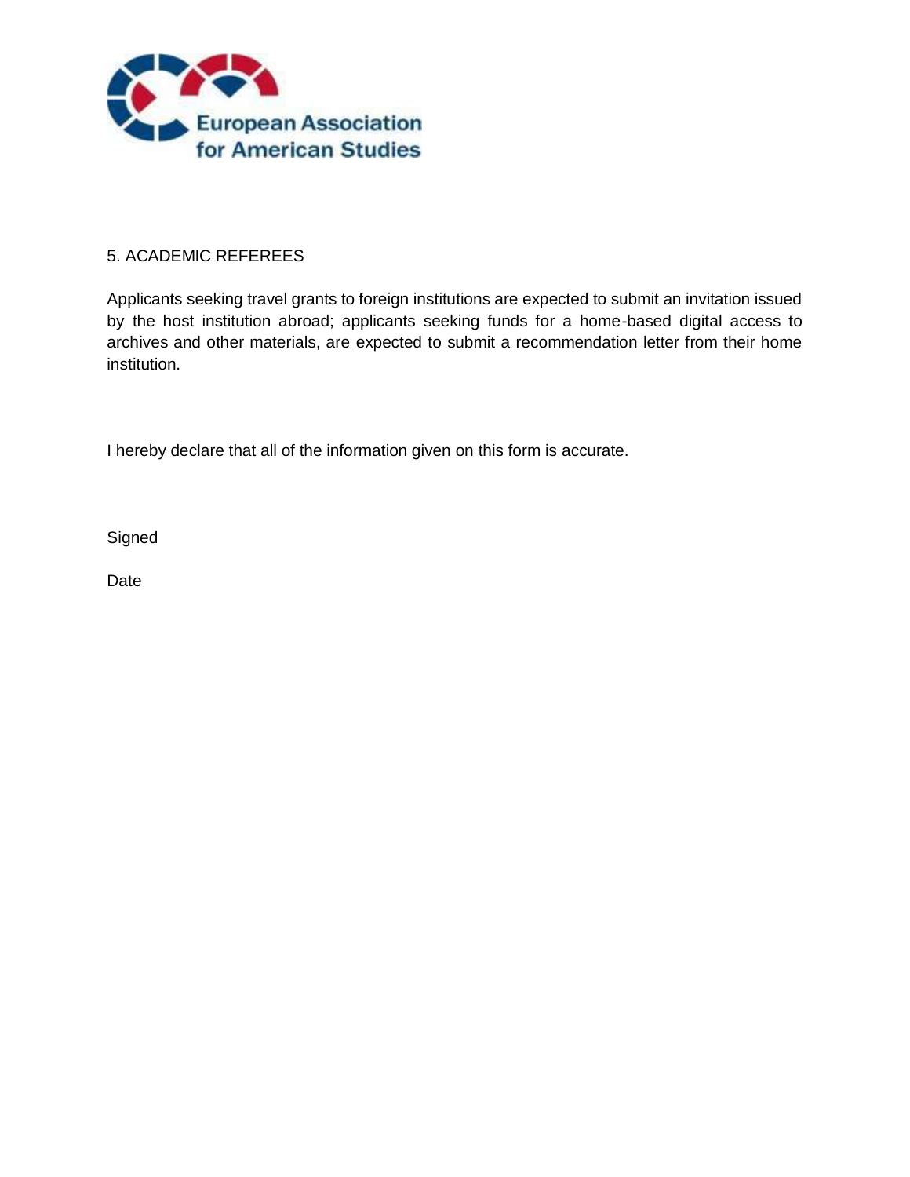European Association for American Studies

## 5. ACADEMIC REFEREES

Applicants seeking travel grants to foreign institutions are expected to submit an invitation issued by the host institution abroad; applicants seeking funds for a home-based digital access to archives and other materials, are expected to submit a recommendation letter from their home institution.

I hereby declare that all of the information given on this form is accurate.

Signed

Date